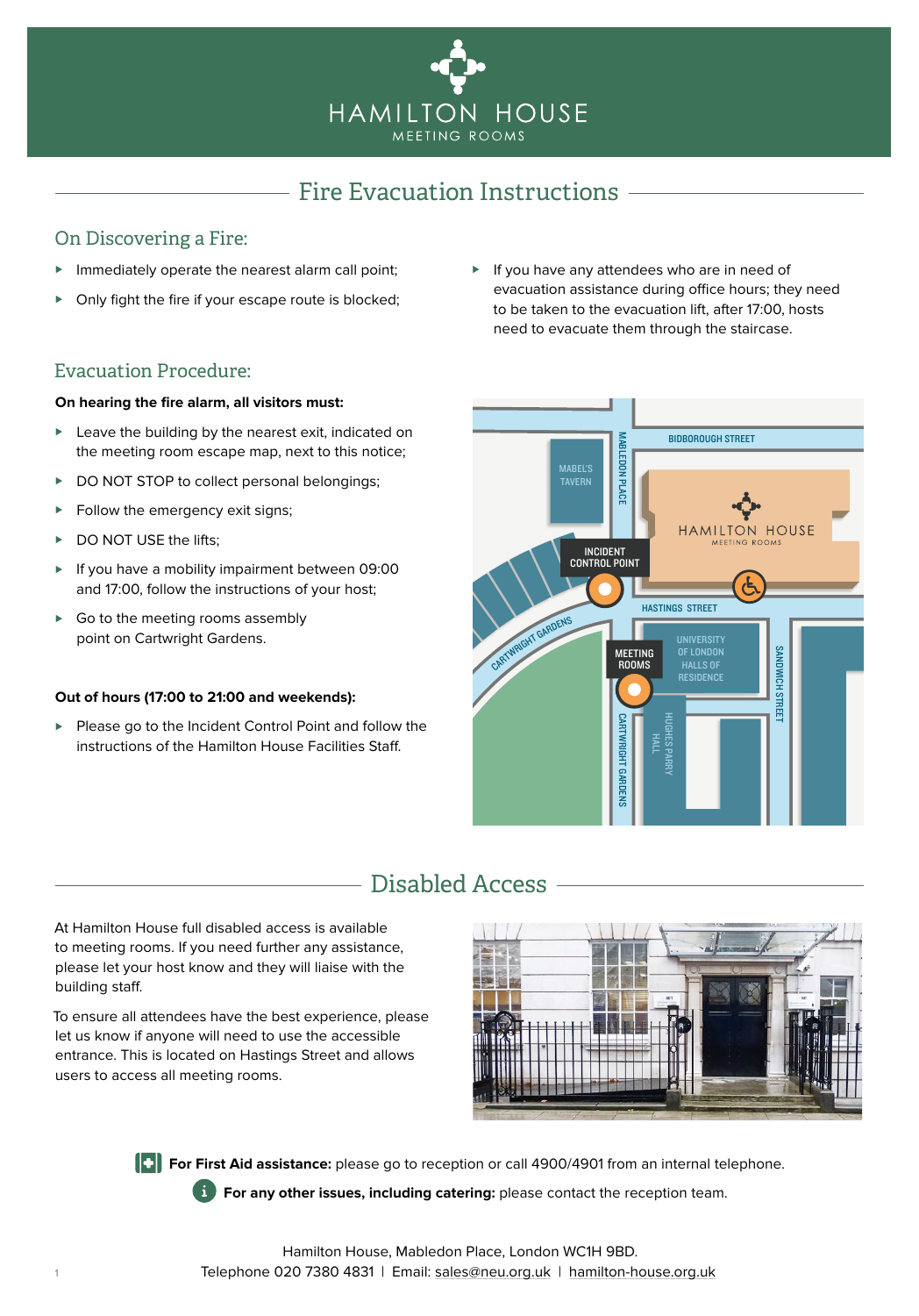# HAMILTON HOUSE

MEETING ROOMS

## Fire Evacuation Instructions

### On Discovering a Fire:

- Immediately operate the nearest alarm call point;
- Only fight the fire if your escape route is blocked;
- If you have any attendees who are in need of evacuation assistance during office hours; they need to be taken to the evacuation lift, after 17:00, hosts need to evacuate them through the staircase.

### Evacuation Procedure:

**On hearing the fire alarm, all visitors must:**

- Leave the building by the nearest exit, indicated on the meeting room escape map, next to this notice;
- DO NOT STOP to collect personal belongings;
- Follow the emergency exit signs;
- DO NOT USE the lifts;
- If you have a mobility impairment between 09:00 and 17:00, follow the instructions of your host;
- Go to the meeting rooms assembly point on Cartwright Gardens.

**Out of hours (17:00 to 21:00 and weekends):**

- Please go to the Incident Control Point and follow the instructions of the Hamilton House Facilities Staff.

## Disabled Access

At Hamilton House full disabled access is available to meeting rooms. If you need further any assistance, please let your host know and they will liaise with the building staff.

To ensure all attendees have the best experience, please let us know if anyone will need to use the accessible entrance. This is located on Hastings Street and allows users to access all meeting rooms.

**For First Aid assistance:** please go to reception or call 4900/4901 from an internal telephone.

**For any other issues, including catering:** please contact the reception team.

Hamilton House, Mabledon Place, London WC1H 9BD.
Telephone 020 7380 4831 | Email: sales@neu.org.uk | hamilton-house.org.uk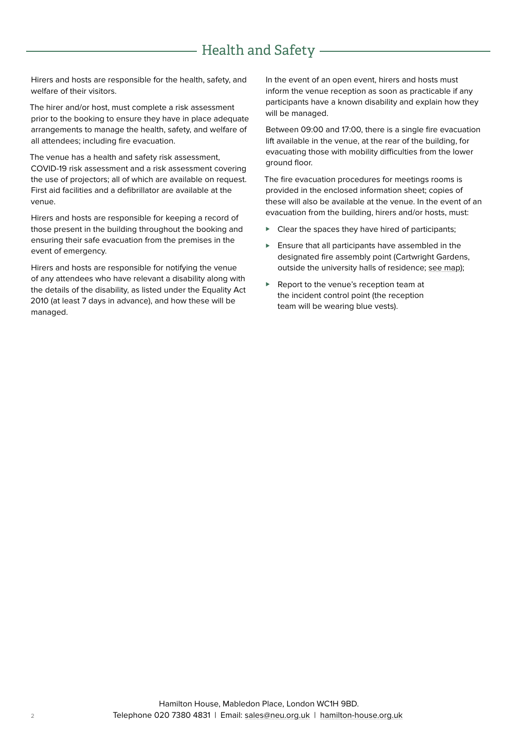## Health and Safety

Hirers and hosts are responsible for the health, safety, and welfare of their visitors.

The hirer and/or host, must complete a risk assessment prior to the booking to ensure they have in place adequate arrangements to manage the health, safety, and welfare of all attendees; including fire evacuation.

The venue has a health and safety risk assessment, COVID-19 risk assessment and a risk assessment covering the use of projectors; all of which are available on request. First aid facilities and a defibrillator are available at the venue.

Hirers and hosts are responsible for keeping a record of those present in the building throughout the booking and ensuring their safe evacuation from the premises in the event of emergency.

Hirers and hosts are responsible for notifying the venue of any attendees who have relevant a disability along with the details of the disability, as listed under the Equality Act 2010 (at least 7 days in advance), and how these will be managed.

In the event of an open event, hirers and hosts must inform the venue reception as soon as practicable if any participants have a known disability and explain how they will be managed.

Between 09:00 and 17:00, there is a single fire evacuation lift available in the venue, at the rear of the building, for evacuating those with mobility difficulties from the lower ground floor.

The fire evacuation procedures for meetings rooms is provided in the enclosed information sheet; copies of these will also be available at the venue. In the event of an evacuation from the building, hirers and/or hosts, must:

- Clear the spaces they have hired of participants;
- Ensure that all participants have assembled in the designated fire assembly point (Cartwright Gardens, outside the university halls of residence; see map);
- Report to the venue's reception team at the incident control point (the reception team will be wearing blue vests).

Hamilton House, Mabledon Place, London WC1H 9BD.
Telephone 020 7380 4831 | Email: sales@neu.org.uk | hamilton-house.org.uk